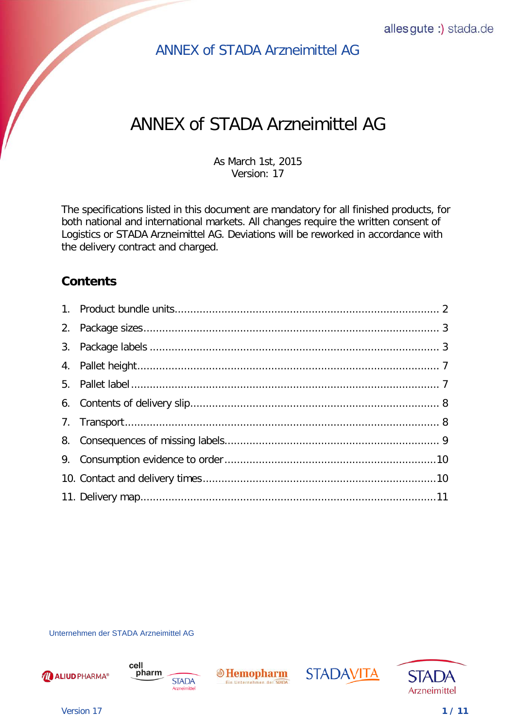# ANNEX of STADA Arzneimittel AG

As March 1st, 2015
Version: 17

The specifications listed in this document are mandatory for all finished products, for both national and international markets. All changes require the written consent of Logistics or STADA Arzneimittel AG. Deviations will be reworked in accordance with the delivery contract and charged.

## Contents

1. Product bundle units .................................................. 2
2. Package sizes .................................................. 3
3. Package labels .................................................. 3
4. Pallet height .................................................. 7
5. Pallet label .................................................. 7
6. Contents of delivery slip .................................................. 8
7. Transport .................................................. 8
8. Consequences of missing labels .................................................. 9
9. Consumption evidence to order .................................................. 10
10. Contact and delivery times .................................................. 10
11. Delivery map .................................................. 11

Unternehmen der STADA Arzneimittel AG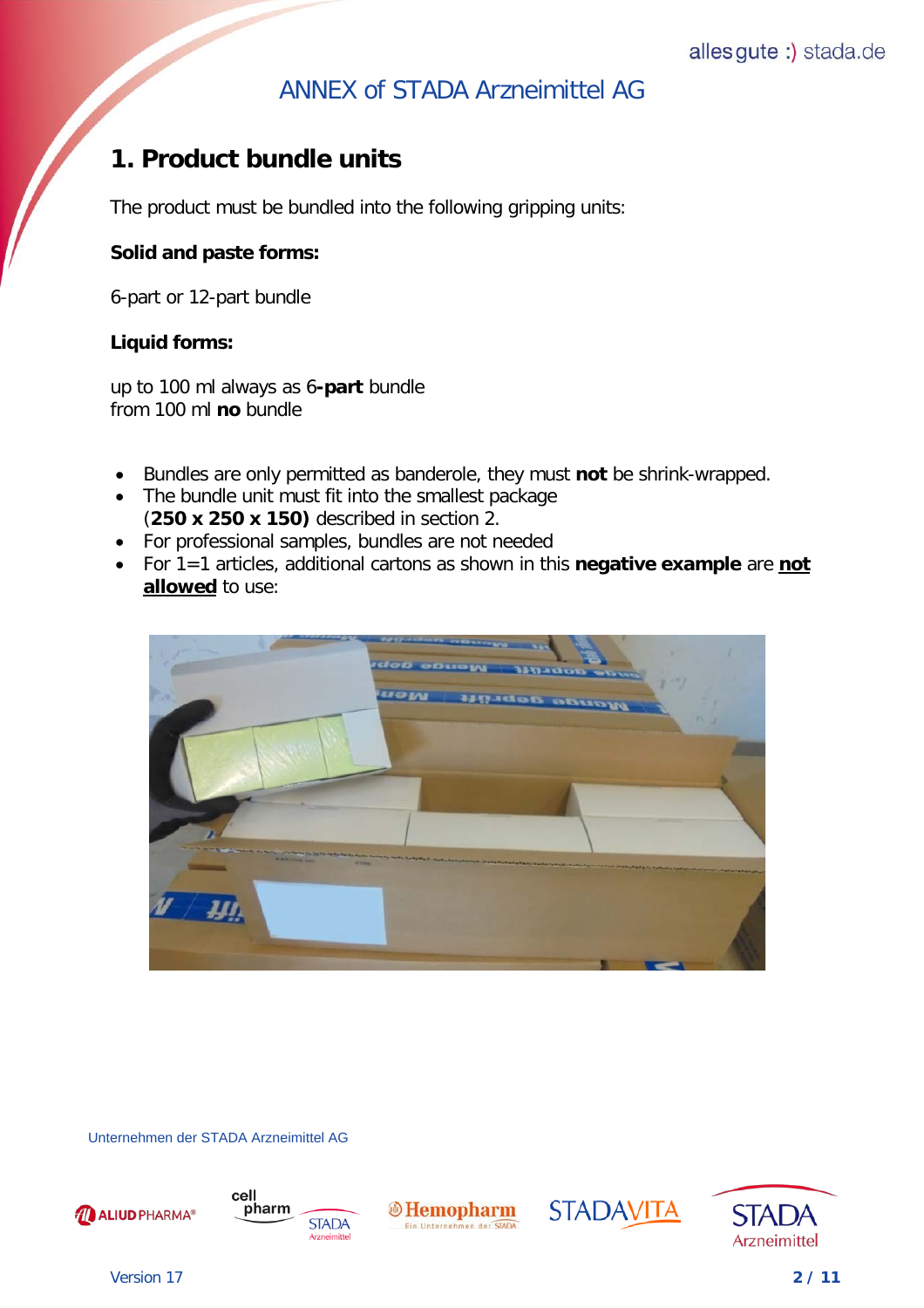## 1. Product bundle units

The product must be bundled into the following gripping units:

**Solid and paste forms:**

6-part or 12-part bundle

**Liquid forms:**

up to 100 ml always as 6**-part** bundle
from 100 ml **no** bundle

- Bundles are only permitted as banderole, they must **not** be shrink-wrapped.
- The bundle unit must fit into the smallest package (**250 x 250 x 150)** described in section 2.
- For professional samples, bundles are not needed
- For 1=1 articles, additional cartons as shown in this **negative example** are **not allowed** to use: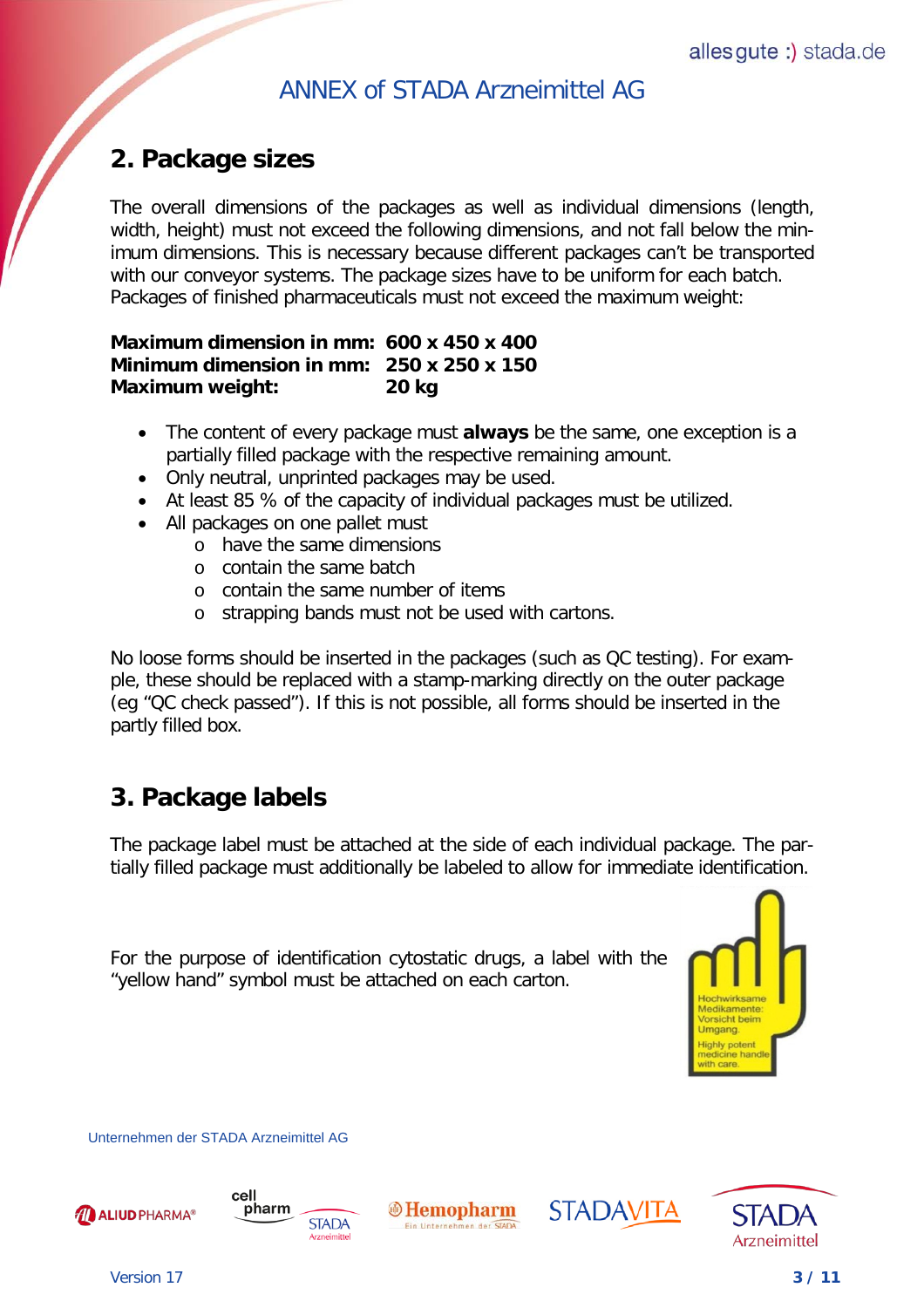## 2. Package sizes

The overall dimensions of the packages as well as individual dimensions (length, width, height) must not exceed the following dimensions, and not fall below the minimum dimensions. This is necessary because different packages can't be transported with our conveyor systems. The package sizes have to be uniform for each batch. Packages of finished pharmaceuticals must not exceed the maximum weight:

**Maximum dimension in mm: 600 x 450 x 400**
**Minimum dimension in mm: 250 x 250 x 150**
**Maximum weight: 20 kg**

- The content of every package must **always** be the same, one exception is a partially filled package with the respective remaining amount.
- Only neutral, unprinted packages may be used.
- At least 85 % of the capacity of individual packages must be utilized.
- All packages on one pallet must
  - have the same dimensions
  - contain the same batch
  - contain the same number of items
  - strapping bands must not be used with cartons.

No loose forms should be inserted in the packages (such as QC testing). For example, these should be replaced with a stamp-marking directly on the outer package (eg "QC check passed"). If this is not possible, all forms should be inserted in the partly filled box.

## 3. Package labels

The package label must be attached at the side of each individual package. The partially filled package must additionally be labeled to allow for immediate identification.

For the purpose of identification cytostatic drugs, a label with the "yellow hand" symbol must be attached on each carton.

Hochwirksame Medikamente: Vorsicht beim Umgang.
Highly potent medicine handle with care.

Unternehmen der STADA Arzneimittel AG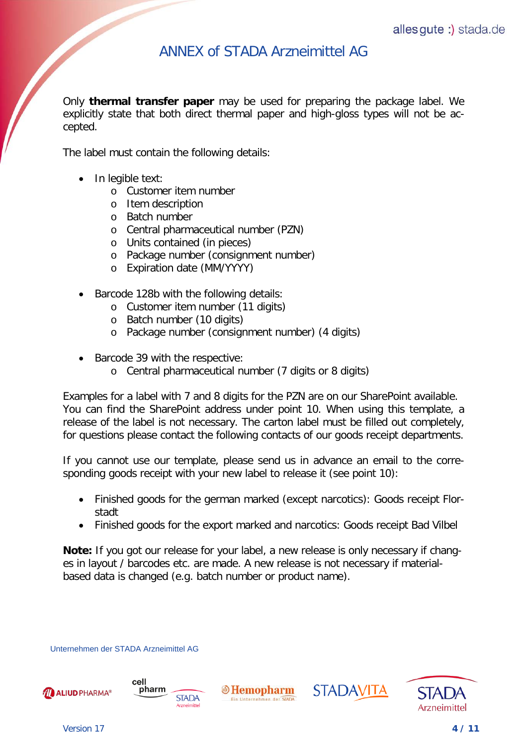Only **thermal transfer paper** may be used for preparing the package label. We explicitly state that both direct thermal paper and high-gloss types will not be accepted.

The label must contain the following details:

- In legible text:
  - Customer item number
  - Item description
  - Batch number
  - Central pharmaceutical number (PZN)
  - Units contained (in pieces)
  - Package number (consignment number)
  - Expiration date (MM/YYYY)

- Barcode 128b with the following details:
  - Customer item number (11 digits)
  - Batch number (10 digits)
  - Package number (consignment number) (4 digits)

- Barcode 39 with the respective:
  - Central pharmaceutical number (7 digits or 8 digits)

Examples for a label with 7 and 8 digits for the PZN are on our SharePoint available. You can find the SharePoint address under point 10. When using this template, a release of the label is not necessary. The carton label must be filled out completely, for questions please contact the following contacts of our goods receipt departments.

If you cannot use our template, please send us in advance an email to the corresponding goods receipt with your new label to release it (see point 10):

- Finished goods for the german marked (except narcotics): Goods receipt Florstadt
- Finished goods for the export marked and narcotics: Goods receipt Bad Vilbel

**Note:** If you got our release for your label, a new release is only necessary if changes in layout / barcodes etc. are made. A new release is not necessary if material-based data is changed (e.g. batch number or product name).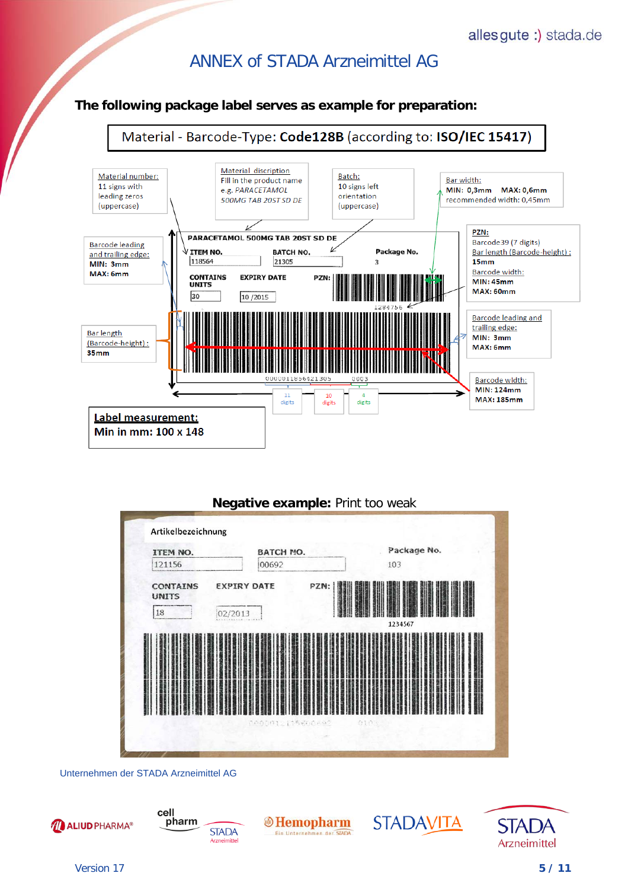# ANNEX of STADA Arzneimittel AG

**The following package label serves as example for preparation:**

Material - Barcode-Type: **Code128B** (according to: **ISO/IEC 15417**)

Material number:
11 signs with leading zeros (uppercase)

Material discription
Fill in the product name e.g. *PARACETAMOL 500MG TAB 20ST SD DE*

Batch:
10 signs left orientation (uppercase)

Bar width:
**MIN: 0,3mm MAX: 0,6mm**
recommended width: 0,45mm

Barcode leading and trailing edge:
**MIN: 3mm**
**MAX: 6mm**

PZN:
Barcode39 (7 digits)
Bar length (Barcode-height) : **15mm**
Barcode width:
**MIN: 45mm**
**MAX: 60mm**

Barcode leading and trailing edge:
**MIN: 3mm**
**MAX: 6mm**

Bar length (Barcode-height) :
**35mm**

Barcode width:
**MIN: 124mm**
**MAX: 185mm**

PARACETAMOL 500MG TAB 20ST SD DE

| ITEM NO. | BATCH NO. | Package No. |
|---|---|---|
| 118564 | 21305 | 3 |

| CONTAINS UNITS | EXPIRY DATE | PZN: |
|---|---|---|
| 30 | 10 /2015 | 1284756 |

00000118564213050003

11 digits | 10 digits | 4 digits

**Label measurement:**
**Min in mm: 100 x 148**

**Negative example:** Print too weak

Artikelbezeichnung

| ITEM NO. | BATCH NO. | Package No. |
|---|---|---|
| 121156 | 00692 | 103 |

| CONTAINS UNITS | EXPIRY DATE | PZN: |
|---|---|---|
| 18 | 02/2013 | 1234567 |

Unternehmen der STADA Arzneimittel AG

ALIUD PHARMA® | cell pharm STADA Arzneimittel | Hemopharm Ein Unternehmen der STADA | STADAVITA | STADA Arzneimittel

Version 17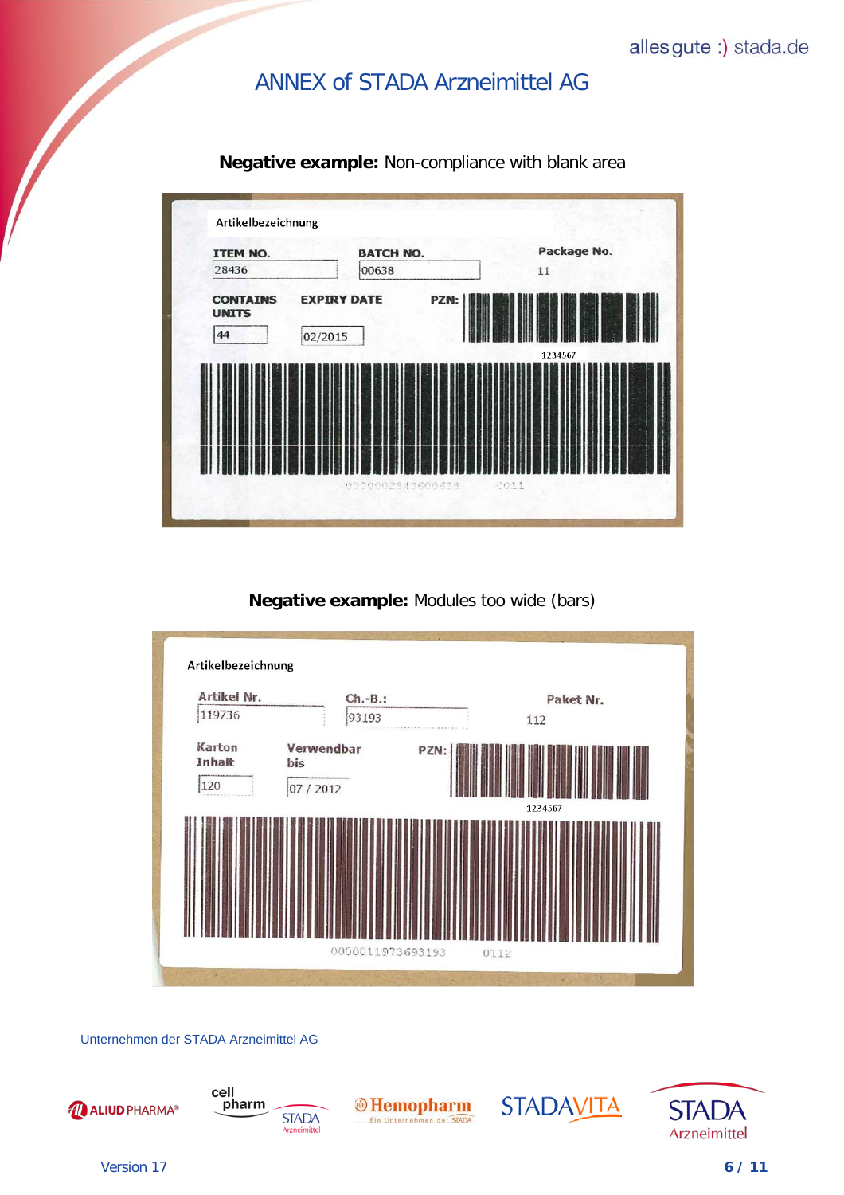# ANNEX of STADA Arzneimittel AG

**Negative example:** Non-compliance with blank area

Artikelbezeichnung

ITEM NO. 28436

BATCH NO. 00638

Package No. 11

CONTAINS UNITS 44

EXPIRY DATE 02/2015

PZN: 1234567

00000028436500638 0011

**Negative example:** Modules too wide (bars)

Artikelbezeichnung

Artikel Nr. 119736

Ch.-B.: 93193

Paket Nr. 112

Karton Inhalt 120

Verwendbar bis 07 / 2012

PZN: 1234567

0000011973693193 0112

Unternehmen der STADA Arzneimittel AG

ALIUD PHARMA® cell pharm STADA Arzneimittel Hemopharm Ein Unternehmen der STADA STADAVITA STADA Arzneimittel

Version 17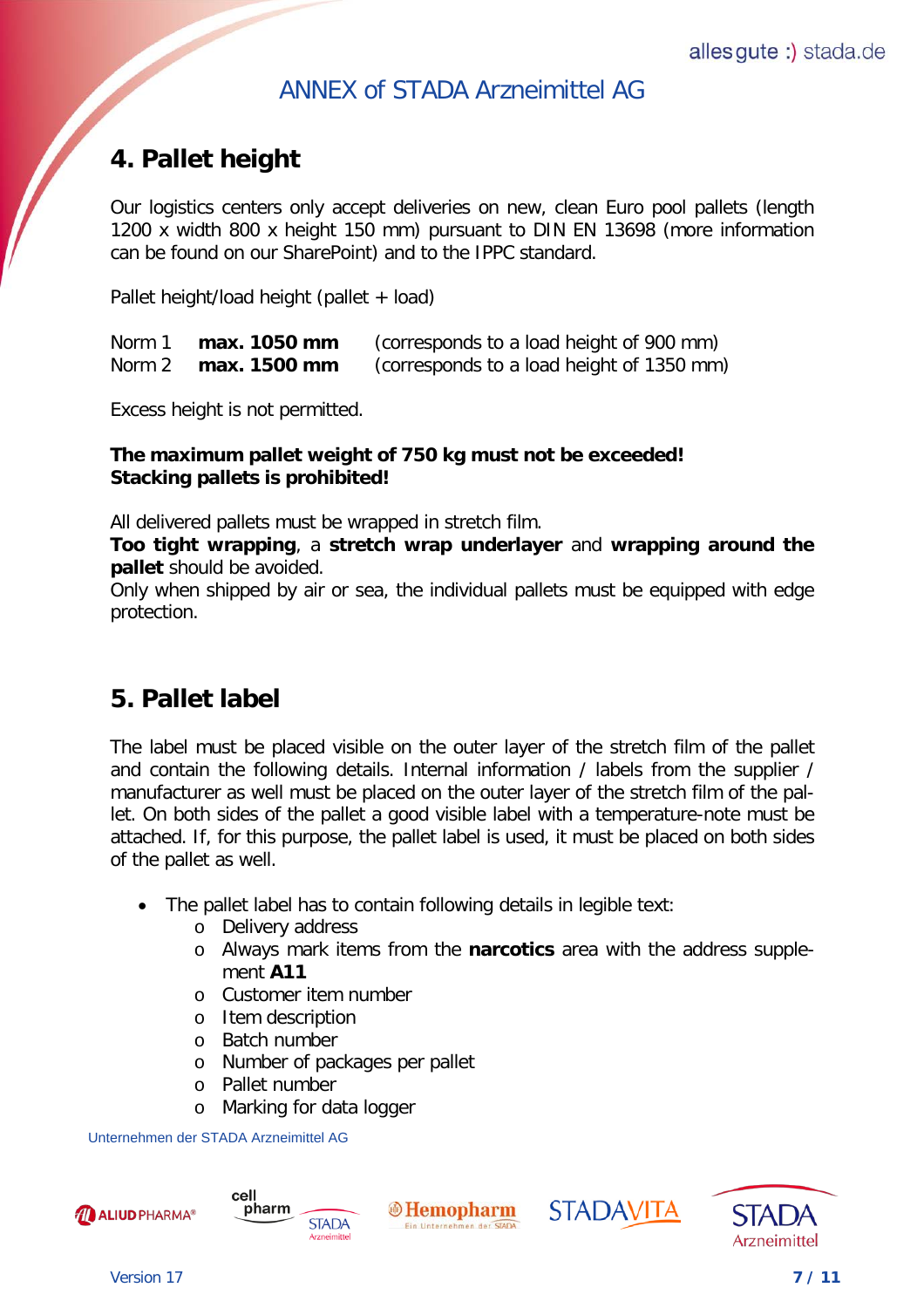## 4. Pallet height

Our logistics centers only accept deliveries on new, clean Euro pool pallets (length 1200 x width 800 x height 150 mm) pursuant to DIN EN 13698 (more information can be found on our SharePoint) and to the IPPC standard.

Pallet height/load height (pallet + load)

| | | |
|---|---|---|
| Norm 1 | **max. 1050 mm** | (corresponds to a load height of 900 mm) |
| Norm 2 | **max. 1500 mm** | (corresponds to a load height of 1350 mm) |

Excess height is not permitted.

**The maximum pallet weight of 750 kg must not be exceeded!**
**Stacking pallets is prohibited!**

All delivered pallets must be wrapped in stretch film.
**Too tight wrapping**, a **stretch wrap underlayer** and **wrapping around the pallet** should be avoided.
Only when shipped by air or sea, the individual pallets must be equipped with edge protection.

## 5. Pallet label

The label must be placed visible on the outer layer of the stretch film of the pallet and contain the following details. Internal information / labels from the supplier / manufacturer as well must be placed on the outer layer of the stretch film of the pallet. On both sides of the pallet a good visible label with a temperature-note must be attached. If, for this purpose, the pallet label is used, it must be placed on both sides of the pallet as well.

- The pallet label has to contain following details in legible text:
  - Delivery address
  - Always mark items from the **narcotics** area with the address supplement **A11**
  - Customer item number
  - Item description
  - Batch number
  - Number of packages per pallet
  - Pallet number
  - Marking for data logger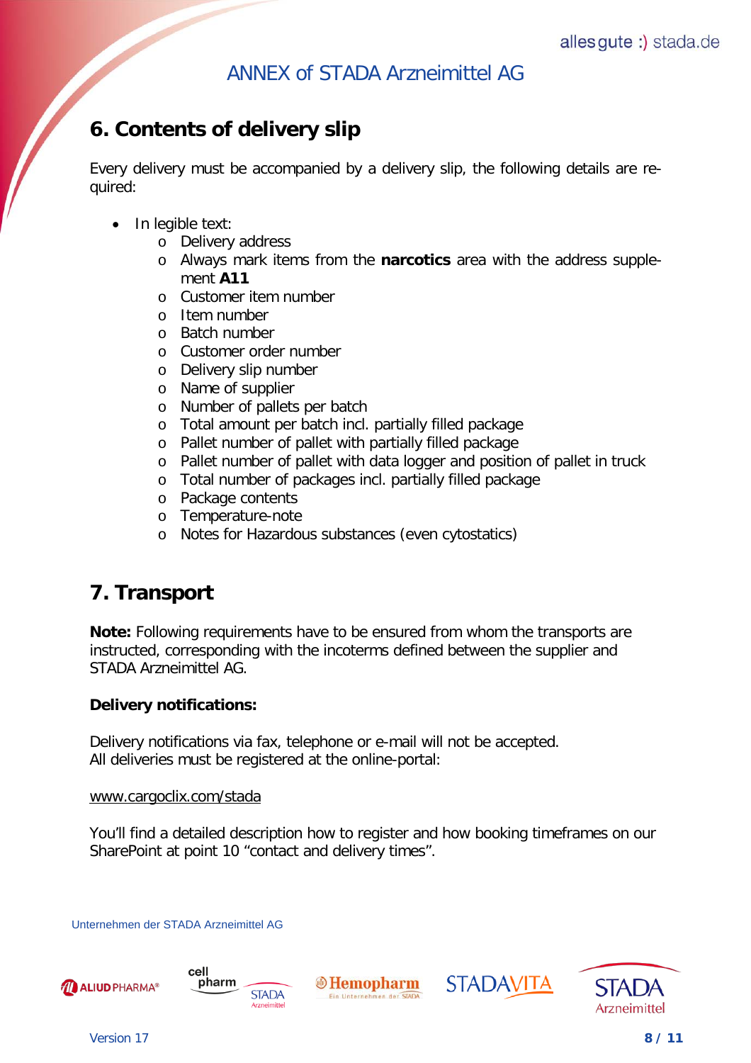## 6. Contents of delivery slip

Every delivery must be accompanied by a delivery slip, the following details are required:

- In legible text:
  - Delivery address
  - Always mark items from the **narcotics** area with the address supplement **A11**
  - Customer item number
  - Item number
  - Batch number
  - Customer order number
  - Delivery slip number
  - Name of supplier
  - Number of pallets per batch
  - Total amount per batch incl. partially filled package
  - Pallet number of pallet with partially filled package
  - Pallet number of pallet with data logger and position of pallet in truck
  - Total number of packages incl. partially filled package
  - Package contents
  - Temperature-note
  - Notes for Hazardous substances (even cytostatics)

## 7. Transport

**Note:** Following requirements have to be ensured from whom the transports are instructed, corresponding with the incoterms defined between the supplier and STADA Arzneimittel AG.

**Delivery notifications:**

Delivery notifications via fax, telephone or e-mail will not be accepted.
All deliveries must be registered at the online-portal:

www.cargoclix.com/stada

You'll find a detailed description how to register and how booking timeframes on our SharePoint at point 10 "contact and delivery times".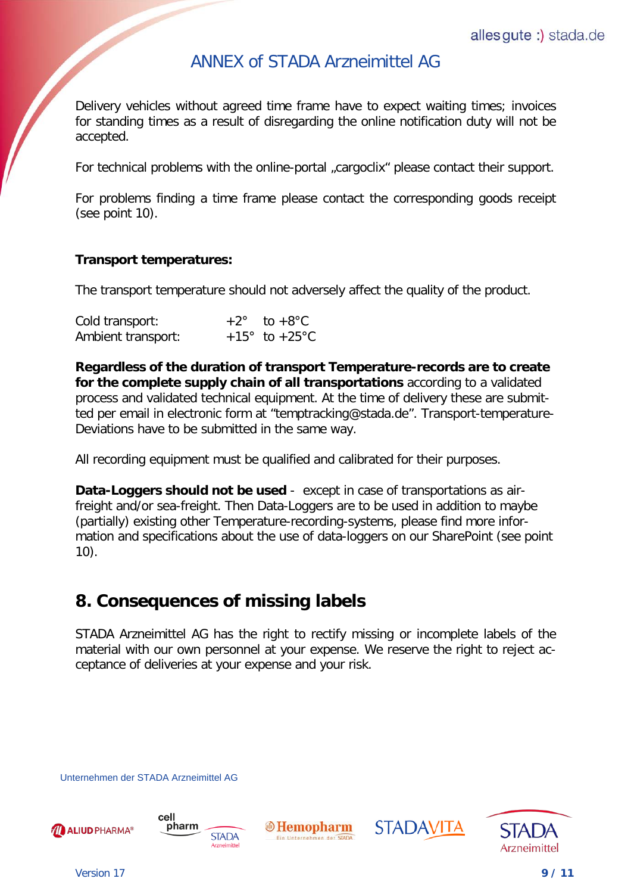Delivery vehicles without agreed time frame have to expect waiting times; invoices for standing times as a result of disregarding the online notification duty will not be accepted.

For technical problems with the online-portal „cargoclix" please contact their support.

For problems finding a time frame please contact the corresponding goods receipt (see point 10).

**Transport temperatures:**

The transport temperature should not adversely affect the quality of the product.

| | |
|---|---|
| Cold transport: | +2° to +8°C |
| Ambient transport: | +15° to +25°C |

**Regardless of the duration of transport Temperature-records are to create for the complete supply chain of all transportations** according to a validated process and validated technical equipment. At the time of delivery these are submitted per email in electronic form at "temptracking@stada.de". Transport-temperature-Deviations have to be submitted in the same way.

All recording equipment must be qualified and calibrated for their purposes.

**Data-Loggers should not be used** - except in case of transportations as air-freight and/or sea-freight. Then Data-Loggers are to be used in addition to maybe (partially) existing other Temperature-recording-systems, please find more information and specifications about the use of data-loggers on our SharePoint (see point 10).

## 8. Consequences of missing labels

STADA Arzneimittel AG has the right to rectify missing or incomplete labels of the material with our own personnel at your expense. We reserve the right to reject acceptance of deliveries at your expense and your risk.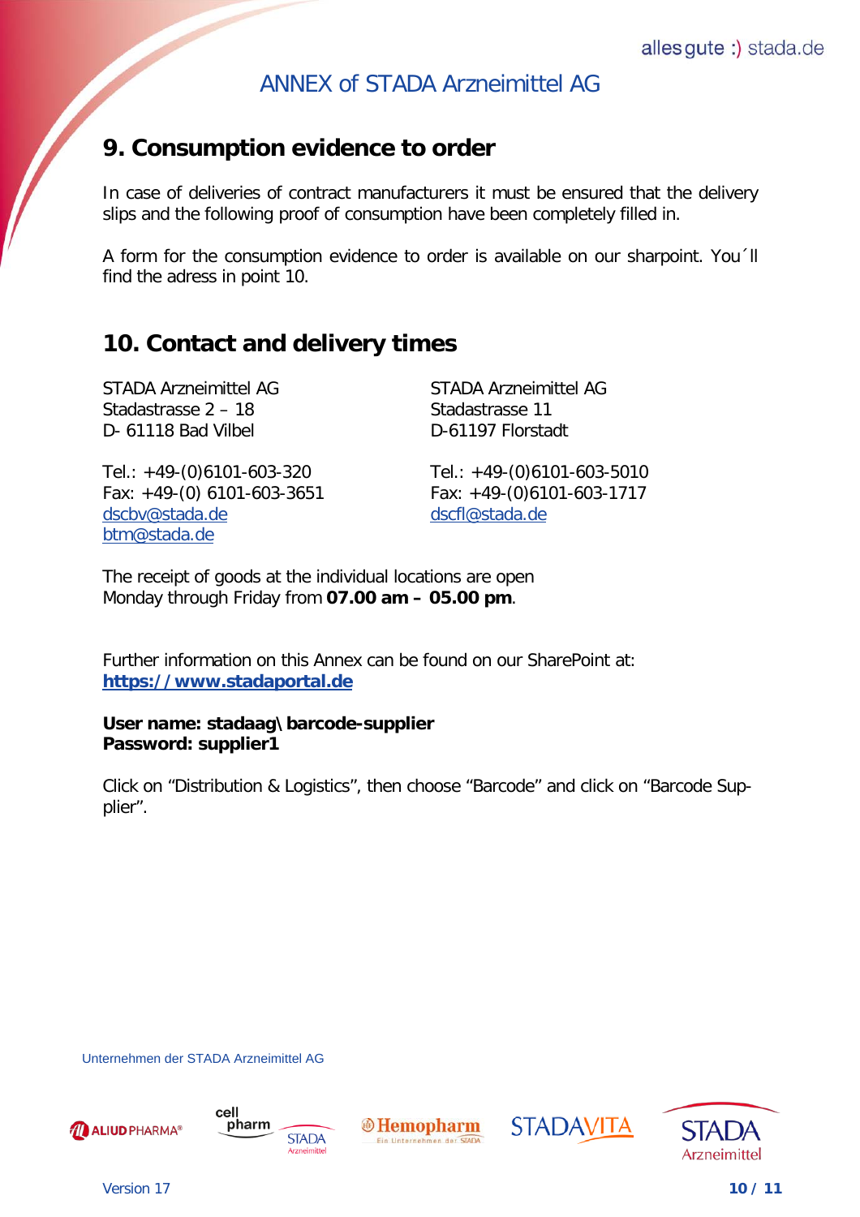## 9. Consumption evidence to order

In case of deliveries of contract manufacturers it must be ensured that the delivery slips and the following proof of consumption have been completely filled in.

A form for the consumption evidence to order is available on our sharpoint. You´ll find the adress in point 10.

## 10. Contact and delivery times

STADA Arzneimittel AG
Stadastrasse 2 – 18
D- 61118 Bad Vilbel

Tel.: +49-(0)6101-603-320
Fax: +49-(0) 6101-603-3651
dscbv@stada.de
btm@stada.de

STADA Arzneimittel AG
Stadastrasse 11
D-61197 Florstadt

Tel.: +49-(0)6101-603-5010
Fax: +49-(0)6101-603-1717
dscfl@stada.de

The receipt of goods at the individual locations are open
Monday through Friday from **07.00 am – 05.00 pm**.

Further information on this Annex can be found on our SharePoint at:
**https://www.stadaportal.de**

**User name: stadaag\barcode-supplier**
**Password: supplier1**

Click on "Distribution & Logistics", then choose "Barcode" and click on "Barcode Supplier".

Unternehmen der STADA Arzneimittel AG

Version 17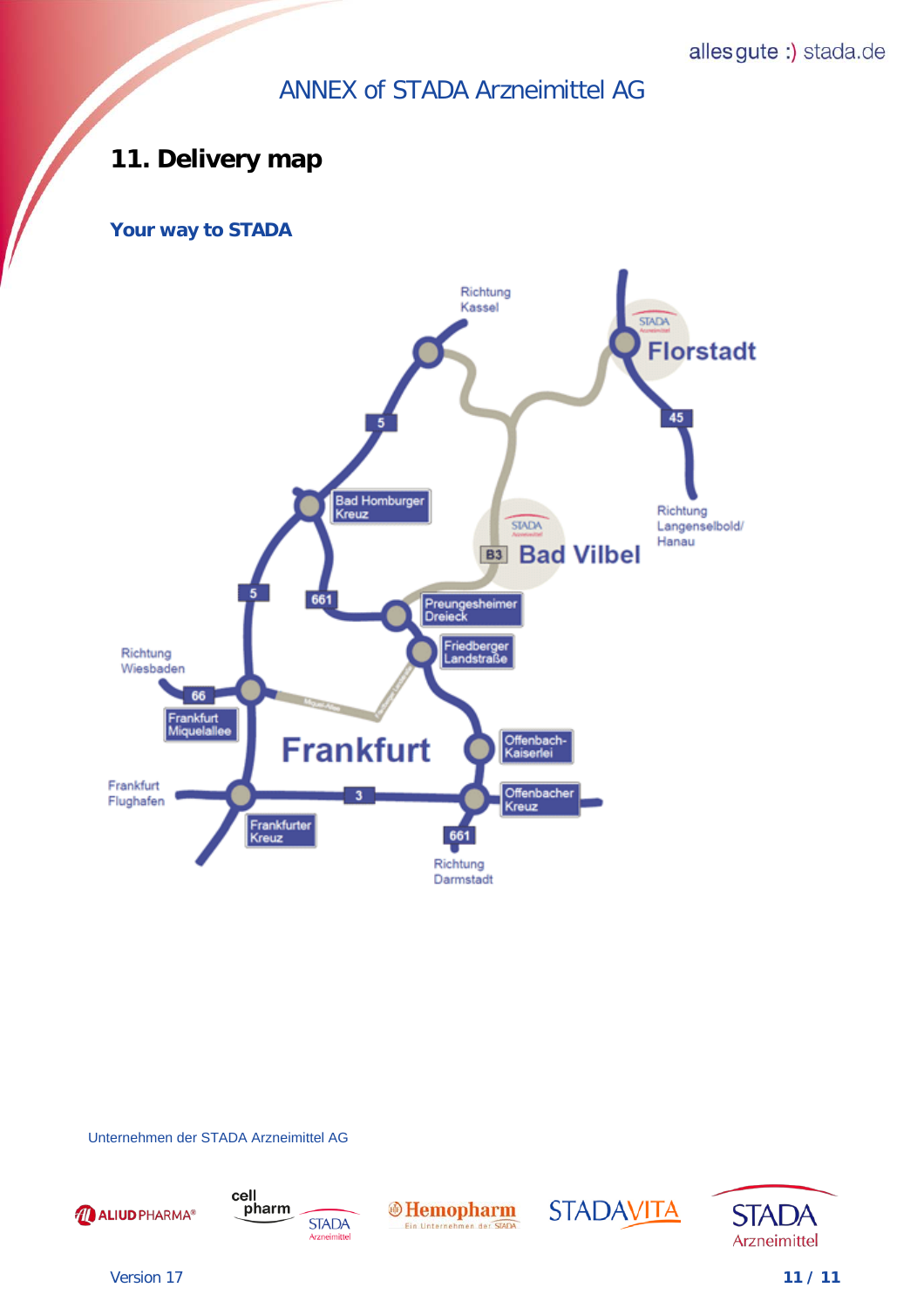## 11. Delivery map

**Your way to STADA**

Richtung Kassel

Florstadt

5

45

Bad Homburger Kreuz

Richtung Langenselbold/ Hanau

B3 Bad Vilbel

5

661

Preungesheimer Dreieck

Friedberger Landstraße

Richtung Wiesbaden

66

Frankfurt Miquelallee

Frankfurt

Offenbach-Kaiserlei

Frankfurt Flughafen

3

Offenbacher Kreuz

Frankfurter Kreuz

661

Richtung Darmstadt

Unternehmen der STADA Arzneimittel AG

Version 17